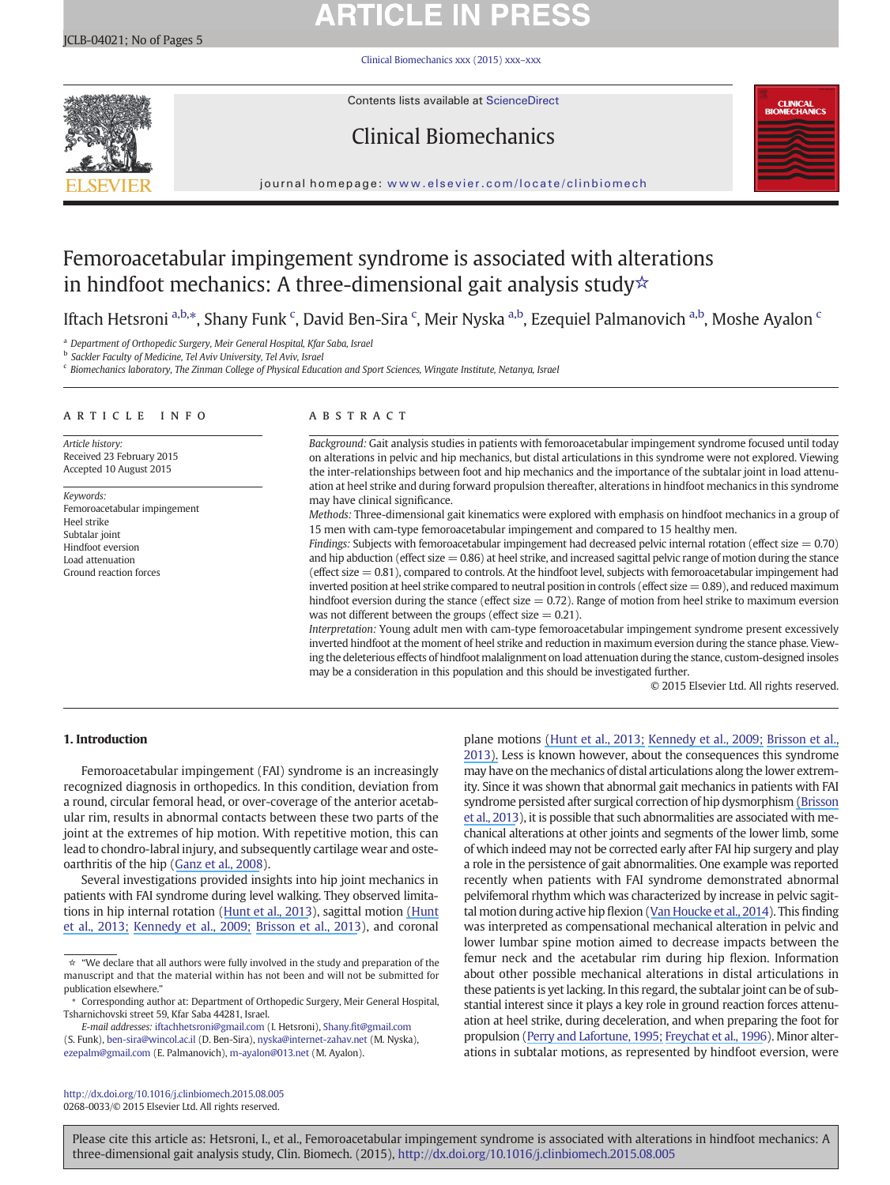# Femoroacetabular impingement syndrome is associated with alterations in hindfoot mechanics: A three-dimensional gait analysis study☆

Iftach Hetsroni [a,b,*], Shany Funk [c], David Ben-Sira [c], Meir Nyska [a,b], Ezequiel Palmanovich [a,b], Moshe Ayalon [c]

[a] Department of Orthopedic Surgery, Meir General Hospital, Kfar Saba, Israel
[b] Sackler Faculty of Medicine, Tel Aviv University, Tel Aviv, Israel
[c] Biomechanics laboratory, The Zinman College of Physical Education and Sport Sciences, Wingate Institute, Netanya, Israel

## ARTICLE INFO

*Article history:*
Received 23 February 2015
Accepted 10 August 2015

*Keywords:*
Femoroacetabular impingement
Heel strike
Subtalar joint
Hindfoot eversion
Load attenuation
Ground reaction forces

## ABSTRACT

*Background:* Gait analysis studies in patients with femoroacetabular impingement syndrome focused until today on alterations in pelvic and hip mechanics, but distal articulations in this syndrome were not explored. Viewing the inter-relationships between foot and hip mechanics and the importance of the subtalar joint in load attenuation at heel strike and during forward propulsion thereafter, alterations in hindfoot mechanics in this syndrome may have clinical significance.

*Methods:* Three-dimensional gait kinematics were explored with emphasis on hindfoot mechanics in a group of 15 men with cam-type femoroacetabular impingement and compared to 15 healthy men.

*Findings:* Subjects with femoroacetabular impingement had decreased pelvic internal rotation (effect size = 0.70) and hip abduction (effect size = 0.86) at heel strike, and increased sagittal pelvic range of motion during the stance (effect size = 0.81), compared to controls. At the hindfoot level, subjects with femoroacetabular impingement had inverted position at heel strike compared to neutral position in controls (effect size = 0.89), and reduced maximum hindfoot eversion during the stance (effect size = 0.72). Range of motion from heel strike to maximum eversion was not different between the groups (effect size = 0.21).

*Interpretation:* Young adult men with cam-type femoroacetabular impingement syndrome present excessively inverted hindfoot at the moment of heel strike and reduction in maximum eversion during the stance phase. Viewing the deleterious effects of hindfoot malalignment on load attenuation during the stance, custom-designed insoles may be a consideration in this population and this should be investigated further.

© 2015 Elsevier Ltd. All rights reserved.

## 1. Introduction

Femoroacetabular impingement (FAI) syndrome is an increasingly recognized diagnosis in orthopedics. In this condition, deviation from a round, circular femoral head, or over-coverage of the anterior acetabular rim, results in abnormal contacts between these two parts of the joint at the extremes of hip motion. With repetitive motion, this can lead to chondro-labral injury, and subsequently cartilage wear and osteoarthritis of the hip (Ganz et al., 2008).

Several investigations provided insights into hip joint mechanics in patients with FAI syndrome during level walking. They observed limitations in hip internal rotation (Hunt et al., 2013), sagittal motion (Hunt et al., 2013; Kennedy et al., 2009; Brisson et al., 2013), and coronal plane motions (Hunt et al., 2013; Kennedy et al., 2009; Brisson et al., 2013). Less is known however, about the consequences this syndrome may have on the mechanics of distal articulations along the lower extremity. Since it was shown that abnormal gait mechanics in patients with FAI syndrome persisted after surgical correction of hip dysmorphism (Brisson et al., 2013), it is possible that such abnormalities are associated with mechanical alterations at other joints and segments of the lower limb, some of which indeed may not be corrected early after FAI hip surgery and play a role in the persistence of gait abnormalities. One example was reported recently when patients with FAI syndrome demonstrated abnormal pelvifemoral rhythm which was characterized by increase in pelvic sagittal motion during active hip flexion (Van Houcke et al., 2014). This finding was interpreted as compensational mechanical alteration in pelvic and lower lumbar spine motion aimed to decrease impacts between the femur neck and the acetabular rim during hip flexion. Information about other possible mechanical alterations in distal articulations in these patients is yet lacking. In this regard, the subtalar joint can be of substantial interest since it plays a key role in ground reaction forces attenuation at heel strike, during deceleration, and when preparing the foot for propulsion (Perry and Lafortune, 1995; Freychat et al., 1996). Minor alterations in subtalar motions, as represented by hindfoot eversion, were

☆ "We declare that all authors were fully involved in the study and preparation of the manuscript and that the material within has not been and will not be submitted for publication elsewhere."

\* Corresponding author at: Department of Orthopedic Surgery, Meir General Hospital, Tsharnichovski street 59, Kfar Saba 44281, Israel.
E-mail addresses: iftachhetsroni@gmail.com (I. Hetsroni), Shany.fit@gmail.com (S. Funk), ben-sira@wincol.ac.il (D. Ben-Sira), nyska@internet-zahav.net (M. Nyska), ezepalm@gmail.com (E. Palmanovich), m-ayalon@013.net (M. Ayalon).

http://dx.doi.org/10.1016/j.clinbiomech.2015.08.005
0268-0033/© 2015 Elsevier Ltd. All rights reserved.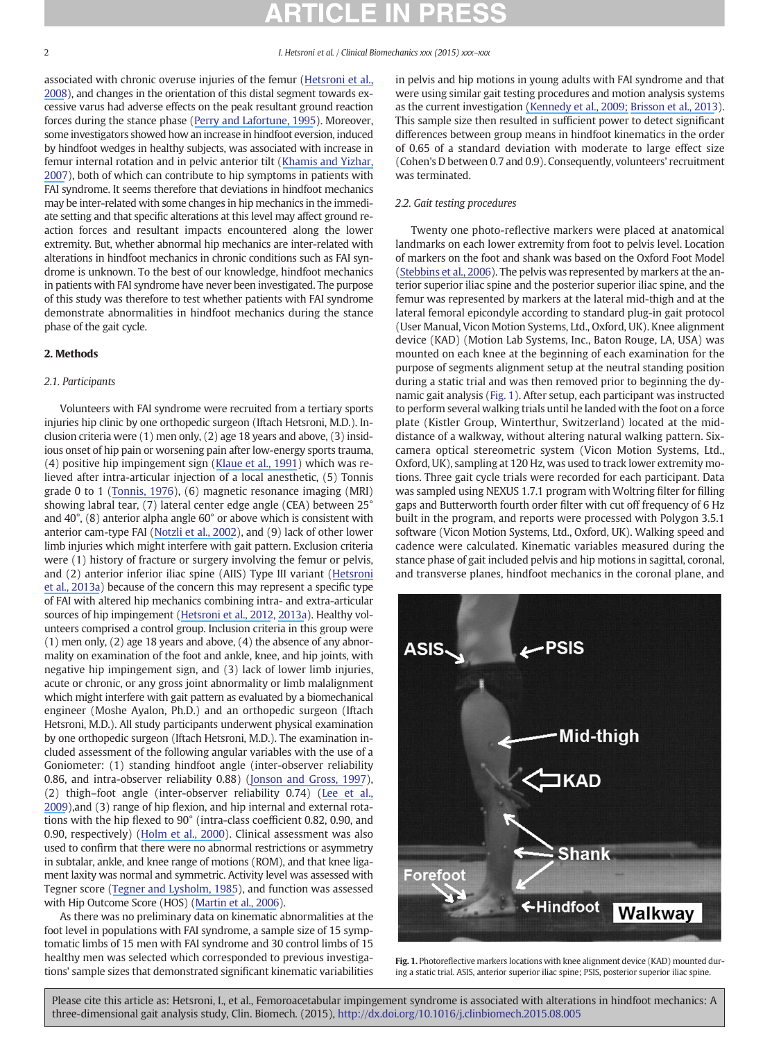associated with chronic overuse injuries of the femur (Hetsroni et al., 2008), and changes in the orientation of this distal segment towards excessive varus had adverse effects on the peak resultant ground reaction forces during the stance phase (Perry and Lafortune, 1995). Moreover, some investigators showed how an increase in hindfoot eversion, induced by hindfoot wedges in healthy subjects, was associated with increase in femur internal rotation and in pelvic anterior tilt (Khamis and Yizhar, 2007), both of which can contribute to hip symptoms in patients with FAI syndrome. It seems therefore that deviations in hindfoot mechanics may be inter-related with some changes in hip mechanics in the immediate setting and that specific alterations at this level may affect ground reaction forces and resultant impacts encountered along the lower extremity. But, whether abnormal hip mechanics are inter-related with alterations in hindfoot mechanics in chronic conditions such as FAI syndrome is unknown. To the best of our knowledge, hindfoot mechanics in patients with FAI syndrome have never been investigated. The purpose of this study was therefore to test whether patients with FAI syndrome demonstrate abnormalities in hindfoot mechanics during the stance phase of the gait cycle.

## 2. Methods

### 2.1. Participants

Volunteers with FAI syndrome were recruited from a tertiary sports injuries hip clinic by one orthopedic surgeon (Iftach Hetsroni, M.D.). Inclusion criteria were (1) men only, (2) age 18 years and above, (3) insidious onset of hip pain or worsening pain after low-energy sports trauma, (4) positive hip impingement sign (Klaue et al., 1991) which was relieved after intra-articular injection of a local anesthetic, (5) Tonnis grade 0 to 1 (Tonnis, 1976), (6) magnetic resonance imaging (MRI) showing labral tear, (7) lateral center edge angle (CEA) between 25° and 40°, (8) anterior alpha angle 60° or above which is consistent with anterior cam-type FAI (Notzli et al., 2002), and (9) lack of other lower limb injuries which might interfere with gait pattern. Exclusion criteria were (1) history of fracture or surgery involving the femur or pelvis, and (2) anterior inferior iliac spine (AIIS) Type III variant (Hetsroni et al., 2013a) because of the concern this may represent a specific type of FAI with altered hip mechanics combining intra- and extra-articular sources of hip impingement (Hetsroni et al., 2012, 2013a). Healthy volunteers comprised a control group. Inclusion criteria in this group were (1) men only, (2) age 18 years and above, (4) the absence of any abnormality on examination of the foot and ankle, knee, and hip joints, with negative hip impingement sign, and (3) lack of lower limb injuries, acute or chronic, or any gross joint abnormality or limb malalignment which might interfere with gait pattern as evaluated by a biomechanical engineer (Moshe Ayalon, Ph.D.) and an orthopedic surgeon (Iftach Hetsroni, M.D.). All study participants underwent physical examination by one orthopedic surgeon (Iftach Hetsroni, M.D.). The examination included assessment of the following angular variables with the use of a Goniometer: (1) standing hindfoot angle (inter-observer reliability 0.86, and intra-observer reliability 0.88) (Jonson and Gross, 1997), (2) thigh–foot angle (inter-observer reliability 0.74) (Lee et al., 2009),and (3) range of hip flexion, and hip internal and external rotations with the hip flexed to 90° (intra-class coefficient 0.82, 0.90, and 0.90, respectively) (Holm et al., 2000). Clinical assessment was also used to confirm that there were no abnormal restrictions or asymmetry in subtalar, ankle, and knee range of motions (ROM), and that knee ligament laxity was normal and symmetric. Activity level was assessed with Tegner score (Tegner and Lysholm, 1985), and function was assessed with Hip Outcome Score (HOS) (Martin et al., 2006).

As there was no preliminary data on kinematic abnormalities at the foot level in populations with FAI syndrome, a sample size of 15 symptomatic limbs of 15 men with FAI syndrome and 30 control limbs of 15 healthy men was selected which corresponded to previous investigations' sample sizes that demonstrated significant kinematic variabilities in pelvis and hip motions in young adults with FAI syndrome and that were using similar gait testing procedures and motion analysis systems as the current investigation (Kennedy et al., 2009; Brisson et al., 2013). This sample size then resulted in sufficient power to detect significant differences between group means in hindfoot kinematics in the order of 0.65 of a standard deviation with moderate to large effect size (Cohen's D between 0.7 and 0.9). Consequently, volunteers' recruitment was terminated.

### 2.2. Gait testing procedures

Twenty one photo-reflective markers were placed at anatomical landmarks on each lower extremity from foot to pelvis level. Location of markers on the foot and shank was based on the Oxford Foot Model (Stebbins et al., 2006). The pelvis was represented by markers at the anterior superior iliac spine and the posterior superior iliac spine, and the femur was represented by markers at the lateral mid-thigh and at the lateral femoral epicondyle according to standard plug-in gait protocol (User Manual, Vicon Motion Systems, Ltd., Oxford, UK). Knee alignment device (KAD) (Motion Lab Systems, Inc., Baton Rouge, LA, USA) was mounted on each knee at the beginning of each examination for the purpose of segments alignment setup at the neutral standing position during a static trial and was then removed prior to beginning the dynamic gait analysis (Fig. 1). After setup, each participant was instructed to perform several walking trials until he landed with the foot on a force plate (Kistler Group, Winterthur, Switzerland) located at the mid-distance of a walkway, without altering natural walking pattern. Six-camera optical stereometric system (Vicon Motion Systems, Ltd., Oxford, UK), sampling at 120 Hz, was used to track lower extremity motions. Three gait cycle trials were recorded for each participant. Data was sampled using NEXUS 1.7.1 program with Woltring filter for filling gaps and Butterworth fourth order filter with cut off frequency of 6 Hz built in the program, and reports were processed with Polygon 3.5.1 software (Vicon Motion Systems, Ltd., Oxford, UK). Walking speed and cadence were calculated. Kinematic variables measured during the stance phase of gait included pelvis and hip motions in sagittal, coronal, and transverse planes, hindfoot mechanics in the coronal plane, and

**Fig. 1.** Photoreflective markers locations with knee alignment device (KAD) mounted during a static trial. ASIS, anterior superior iliac spine; PSIS, posterior superior iliac spine.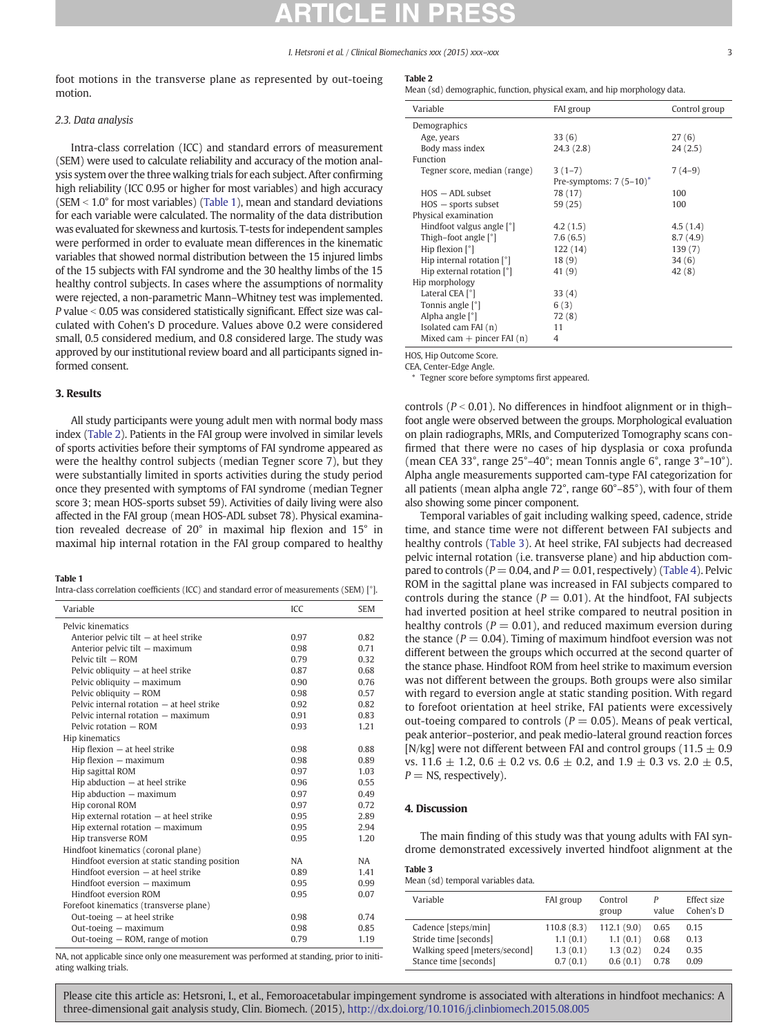foot motions in the transverse plane as represented by out-toeing motion.

### 2.3. Data analysis

Intra-class correlation (ICC) and standard errors of measurement (SEM) were used to calculate reliability and accuracy of the motion analysis system over the three walking trials for each subject. After confirming high reliability (ICC 0.95 or higher for most variables) and high accuracy (SEM < 1.0° for most variables) (Table 1), mean and standard deviations for each variable were calculated. The normality of the data distribution was evaluated for skewness and kurtosis. T-tests for independent samples were performed in order to evaluate mean differences in the kinematic variables that showed normal distribution between the 15 injured limbs of the 15 subjects with FAI syndrome and the 30 healthy limbs of the 15 healthy control subjects. In cases where the assumptions of normality were rejected, a non-parametric Mann–Whitney test was implemented. $P$ value < 0.05 was considered statistically significant. Effect size was calculated with Cohen's D procedure. Values above 0.2 were considered small, 0.5 considered medium, and 0.8 considered large. The study was approved by our institutional review board and all participants signed informed consent.

## 3. Results

All study participants were young adult men with normal body mass index (Table 2). Patients in the FAI group were involved in similar levels of sports activities before their symptoms of FAI syndrome appeared as were the healthy control subjects (median Tegner score 7), but they were substantially limited in sports activities during the study period once they presented with symptoms of FAI syndrome (median Tegner score 3; mean HOS-sports subset 59). Activities of daily living were also affected in the FAI group (mean HOS-ADL subset 78). Physical examination revealed decrease of 20° in maximal hip flexion and 15° in maximal hip internal rotation in the FAI group compared to healthy controls ($P$ < 0.01). No differences in hindfoot alignment or in thigh–foot angle were observed between the groups. Morphological evaluation on plain radiographs, MRIs, and Computerized Tomography scans confirmed that there were no cases of hip dysplasia or coxa profunda (mean CEA 33°, range 25°–40°; mean Tonnis angle 6°, range 3°–10°). Alpha angle measurements supported cam-type FAI categorization for all patients (mean alpha angle 72°, range 60°–85°), with four of them also showing some pincer component.

Temporal variables of gait including walking speed, cadence, stride time, and stance time were not different between FAI subjects and healthy controls (Table 3). At heel strike, FAI subjects had decreased pelvic internal rotation (i.e. transverse plane) and hip abduction compared to controls ($P$ = 0.04, and $P$ = 0.01, respectively) (Table 4). Pelvic ROM in the sagittal plane was increased in FAI subjects compared to controls during the stance ($P$ = 0.01). At the hindfoot, FAI subjects had inverted position at heel strike compared to neutral position in healthy controls ($P$ = 0.01), and reduced maximum eversion during the stance ($P$ = 0.04). Timing of maximum hindfoot eversion was not different between the groups which occurred at the second quarter of the stance phase. Hindfoot ROM from heel strike to maximum eversion was not different between the groups. Both groups were also similar with regard to eversion angle at static standing position. With regard to forefoot orientation at heel strike, FAI patients were excessively out-toeing compared to controls ($P$ = 0.05). Means of peak vertical, peak anterior–posterior, and peak medio-lateral ground reaction forces [N/kg] were not different between FAI and control groups (11.5 ± 0.9 vs. 11.6 ± 1.2, 0.6 ± 0.2 vs. 0.6 ± 0.2, and 1.9 ± 0.3 vs. 2.0 ± 0.5, $P$ = NS, respectively).

## 4. Discussion

The main finding of this study was that young adults with FAI syndrome demonstrated excessively inverted hindfoot alignment at the

**Table 1**
Intra-class correlation coefficients (ICC) and standard error of measurements (SEM) [°].

| Variable | ICC | SEM |
|---|---|---|
| Pelvic kinematics | | |
| Anterior pelvic tilt – at heel strike | 0.97 | 0.82 |
| Anterior pelvic tilt – maximum | 0.98 | 0.71 |
| Pelvic tilt – ROM | 0.79 | 0.32 |
| Pelvic obliquity – at heel strike | 0.87 | 0.68 |
| Pelvic obliquity – maximum | 0.90 | 0.76 |
| Pelvic obliquity – ROM | 0.98 | 0.57 |
| Pelvic internal rotation – at heel strike | 0.92 | 0.82 |
| Pelvic internal rotation – maximum | 0.91 | 0.83 |
| Pelvic rotation – ROM | 0.93 | 1.21 |
| Hip kinematics | | |
| Hip flexion – at heel strike | 0.98 | 0.88 |
| Hip flexion – maximum | 0.98 | 0.89 |
| Hip sagittal ROM | 0.97 | 1.03 |
| Hip abduction – at heel strike | 0.96 | 0.55 |
| Hip abduction – maximum | 0.97 | 0.49 |
| Hip coronal ROM | 0.97 | 0.72 |
| Hip external rotation – at heel strike | 0.95 | 2.89 |
| Hip external rotation – maximum | 0.95 | 2.94 |
| Hip transverse ROM | 0.95 | 1.20 |
| Hindfoot kinematics (coronal plane) | | |
| Hindfoot eversion at static standing position | NA | NA |
| Hindfoot eversion – at heel strike | 0.89 | 1.41 |
| Hindfoot eversion – maximum | 0.95 | 0.99 |
| Hindfoot eversion ROM | 0.95 | 0.07 |
| Forefoot kinematics (transverse plane) | | |
| Out-toeing – at heel strike | 0.98 | 0.74 |
| Out-toeing – maximum | 0.98 | 0.85 |
| Out-toeing – ROM, range of motion | 0.79 | 1.19 |

NA, not applicable since only one measurement was performed at standing, prior to initiating walking trials.

**Table 2**
Mean (sd) demographic, function, physical exam, and hip morphology data.

| Variable | FAI group | Control group |
|---|---|---|
| Demographics | | |
| Age, years | 33 (6) | 27 (6) |
| Body mass index | 24.3 (2.8) | 24 (2.5) |
| Function | | |
| Tegner score, median (range) | 3 (1–7)<br>Pre-symptoms: 7 (5–10)* | 7 (4–9) |
| HOS – ADL subset | 78 (17) | 100 |
| HOS – sports subset | 59 (25) | 100 |
| Physical examination | | |
| Hindfoot valgus angle [°] | 4.2 (1.5) | 4.5 (1.4) |
| Thigh–foot angle [°] | 7.6 (6.5) | 8.7 (4.9) |
| Hip flexion [°] | 122 (14) | 139 (7) |
| Hip internal rotation [°] | 18 (9) | 34 (6) |
| Hip external rotation [°] | 41 (9) | 42 (8) |
| Hip morphology | | |
| Lateral CEA [°] | 33 (4) | |
| Tonnis angle [°] | 6 (3) | |
| Alpha angle [°] | 72 (8) | |
| Isolated cam FAI (n) | 11 | |
| Mixed cam + pincer FAI (n) | 4 | |

HOS, Hip Outcome Score.
CEA, Center-Edge Angle.
\* Tegner score before symptoms first appeared.

**Table 3**
Mean (sd) temporal variables data.

| Variable | FAI group | Control group | $P$ value | Effect size Cohen's D |
|---|---|---|---|---|
| Cadence [steps/min] | 110.8 (8.3) | 112.1 (9.0) | 0.65 | 0.15 |
| Stride time [seconds] | 1.1 (0.1) | 1.1 (0.1) | 0.68 | 0.13 |
| Walking speed [meters/second] | 1.3 (0.1) | 1.3 (0.2) | 0.24 | 0.35 |
| Stance time [seconds] | 0.7 (0.1) | 0.6 (0.1) | 0.78 | 0.09 |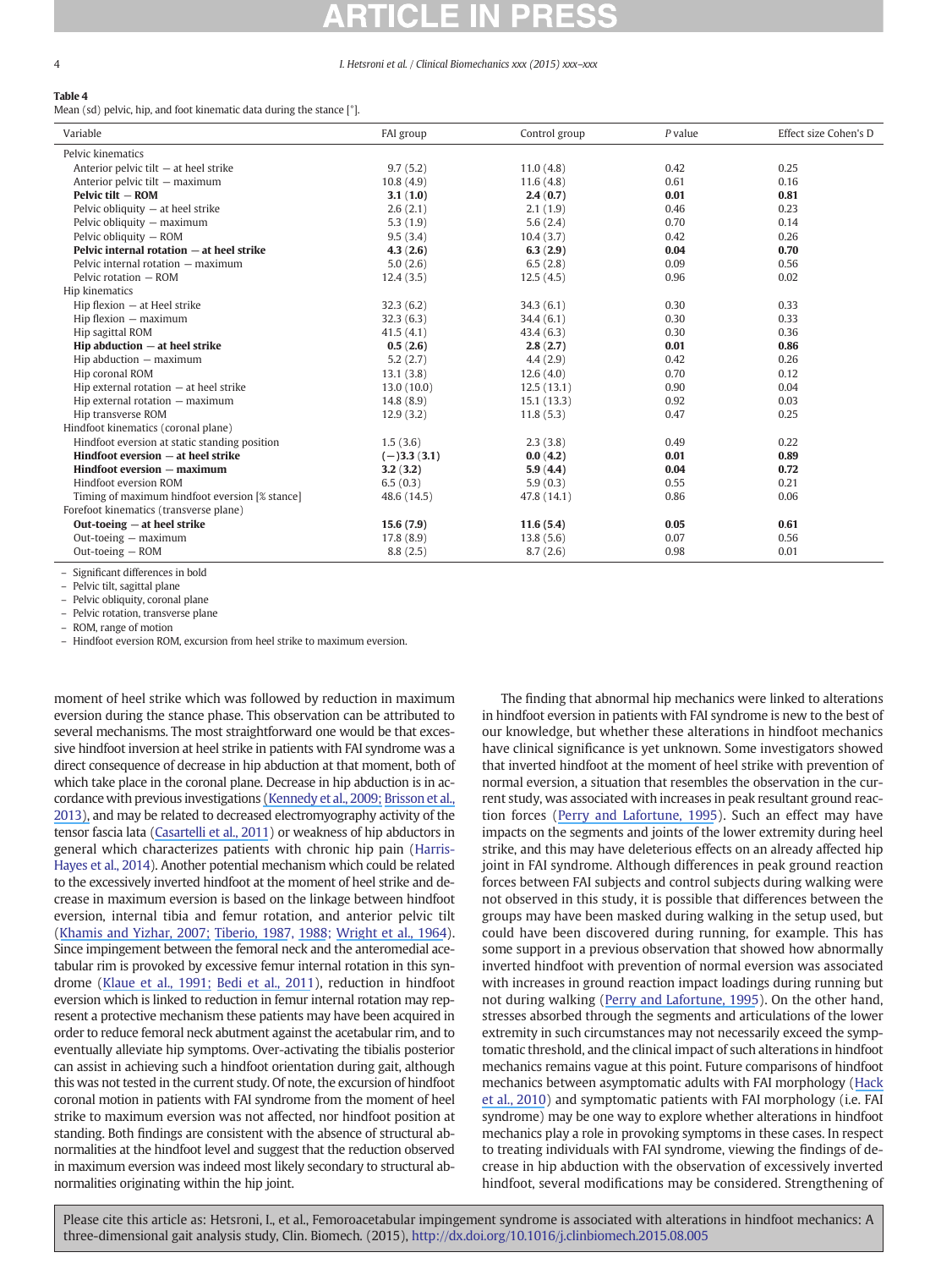**Table 4**
Mean (sd) pelvic, hip, and foot kinematic data during the stance [°].

| Variable | FAI group | Control group | P value | Effect size Cohen's D |
|---|---|---|---|---|
| Pelvic kinematics | | | | |
| Anterior pelvic tilt – at heel strike | 9.7 (5.2) | 11.0 (4.8) | 0.42 | 0.25 |
| Anterior pelvic tilt – maximum | 10.8 (4.9) | 11.6 (4.8) | 0.61 | 0.16 |
| **Pelvic tilt – ROM** | **3.1 (1.0)** | **2.4 (0.7)** | **0.01** | **0.81** |
| Pelvic obliquity – at heel strike | 2.6 (2.1) | 2.1 (1.9) | 0.46 | 0.23 |
| Pelvic obliquity – maximum | 5.3 (1.9) | 5.6 (2.4) | 0.70 | 0.14 |
| Pelvic obliquity – ROM | 9.5 (3.4) | 10.4 (3.7) | 0.42 | 0.26 |
| **Pelvic internal rotation – at heel strike** | **4.3 (2.6)** | **6.3 (2.9)** | **0.04** | **0.70** |
| Pelvic internal rotation – maximum | 5.0 (2.6) | 6.5 (2.8) | 0.09 | 0.56 |
| Pelvic rotation – ROM | 12.4 (3.5) | 12.5 (4.5) | 0.96 | 0.02 |
| Hip kinematics | | | | |
| Hip flexion – at Heel strike | 32.3 (6.2) | 34.3 (6.1) | 0.30 | 0.33 |
| Hip flexion – maximum | 32.3 (6.3) | 34.4 (6.1) | 0.30 | 0.33 |
| Hip sagittal ROM | 41.5 (4.1) | 43.4 (6.3) | 0.30 | 0.36 |
| **Hip abduction – at heel strike** | **0.5 (2.6)** | **2.8 (2.7)** | **0.01** | **0.86** |
| Hip abduction – maximum | 5.2 (2.7) | 4.4 (2.9) | 0.42 | 0.26 |
| Hip coronal ROM | 13.1 (3.8) | 12.6 (4.0) | 0.70 | 0.12 |
| Hip external rotation – at heel strike | 13.0 (10.0) | 12.5 (13.1) | 0.90 | 0.04 |
| Hip external rotation – maximum | 14.8 (8.9) | 15.1 (13.3) | 0.92 | 0.03 |
| Hip transverse ROM | 12.9 (3.2) | 11.8 (5.3) | 0.47 | 0.25 |
| Hindfoot kinematics (coronal plane) | | | | |
| Hindfoot eversion at static standing position | 1.5 (3.6) | 2.3 (3.8) | 0.49 | 0.22 |
| **Hindfoot eversion – at heel strike** | **(−)3.3 (3.1)** | **0.0 (4.2)** | **0.01** | **0.89** |
| **Hindfoot eversion – maximum** | **3.2 (3.2)** | **5.9 (4.4)** | **0.04** | **0.72** |
| Hindfoot eversion ROM | 6.5 (0.3) | 5.9 (0.3) | 0.55 | 0.21 |
| Timing of maximum hindfoot eversion [% stance] | 48.6 (14.5) | 47.8 (14.1) | 0.86 | 0.06 |
| Forefoot kinematics (transverse plane) | | | | |
| **Out-toeing – at heel strike** | **15.6 (7.9)** | **11.6 (5.4)** | **0.05** | **0.61** |
| Out-toeing – maximum | 17.8 (8.9) | 13.8 (5.6) | 0.07 | 0.56 |
| Out-toeing – ROM | 8.8 (2.5) | 8.7 (2.6) | 0.98 | 0.01 |

– Significant differences in bold
– Pelvic tilt, sagittal plane
– Pelvic obliquity, coronal plane
– Pelvic rotation, transverse plane
– ROM, range of motion
– Hindfoot eversion ROM, excursion from heel strike to maximum eversion.

moment of heel strike which was followed by reduction in maximum eversion during the stance phase. This observation can be attributed to several mechanisms. The most straightforward one would be that excessive hindfoot inversion at heel strike in patients with FAI syndrome was a direct consequence of decrease in hip abduction at that moment, both of which take place in the coronal plane. Decrease in hip abduction is in accordance with previous investigations (Kennedy et al., 2009; Brisson et al., 2013), and may be related to decreased electromyography activity of the tensor fascia lata (Casartelli et al., 2011) or weakness of hip abductors in general which characterizes patients with chronic hip pain (Harris-Hayes et al., 2014). Another potential mechanism which could be related to the excessively inverted hindfoot at the moment of heel strike and decrease in maximum eversion is based on the linkage between hindfoot eversion, internal tibia and femur rotation, and anterior pelvic tilt (Khamis and Yizhar, 2007; Tiberio, 1987, 1988; Wright et al., 1964). Since impingement between the femoral neck and the anteromedial acetabular rim is provoked by excessive femur internal rotation in this syndrome (Klaue et al., 1991; Bedi et al., 2011), reduction in hindfoot eversion which is linked to reduction in femur internal rotation may represent a protective mechanism these patients may have acquired in order to reduce femoral neck abutment against the acetabular rim, and to eventually alleviate hip symptoms. Over-activating the tibialis posterior can assist in achieving such a hindfoot orientation during gait, although this was not tested in the current study. Of note, the excursion of hindfoot coronal motion in patients with FAI syndrome from the moment of heel strike to maximum eversion was not affected, nor hindfoot position at standing. Both findings are consistent with the absence of structural abnormalities at the hindfoot level and suggest that the reduction observed in maximum eversion was indeed most likely secondary to structural abnormalities originating within the hip joint.

The finding that abnormal hip mechanics were linked to alterations in hindfoot eversion in patients with FAI syndrome is new to the best of our knowledge, but whether these alterations in hindfoot mechanics have clinical significance is yet unknown. Some investigators showed that inverted hindfoot at the moment of heel strike with prevention of normal eversion, a situation that resembles the observation in the current study, was associated with increases in peak resultant ground reaction forces (Perry and Lafortune, 1995). Such an effect may have impacts on the segments and joints of the lower extremity during heel strike, and this may have deleterious effects on an already affected hip joint in FAI syndrome. Although differences in peak ground reaction forces between FAI subjects and control subjects during walking were not observed in this study, it is possible that differences between the groups may have been masked during walking in the setup used, but could have been discovered during running, for example. This has some support in a previous observation that showed how abnormally inverted hindfoot with prevention of normal eversion was associated with increases in ground reaction impact loadings during running but not during walking (Perry and Lafortune, 1995). On the other hand, stresses absorbed through the segments and articulations of the lower extremity in such circumstances may not necessarily exceed the symptomatic threshold, and the clinical impact of such alterations in hindfoot mechanics remains vague at this point. Future comparisons of hindfoot mechanics between asymptomatic adults with FAI morphology (Hack et al., 2010) and symptomatic patients with FAI morphology (i.e. FAI syndrome) may be one way to explore whether alterations in hindfoot mechanics play a role in provoking symptoms in these cases. In respect to treating individuals with FAI syndrome, viewing the findings of decrease in hip abduction with the observation of excessively inverted hindfoot, several modifications may be considered. Strengthening of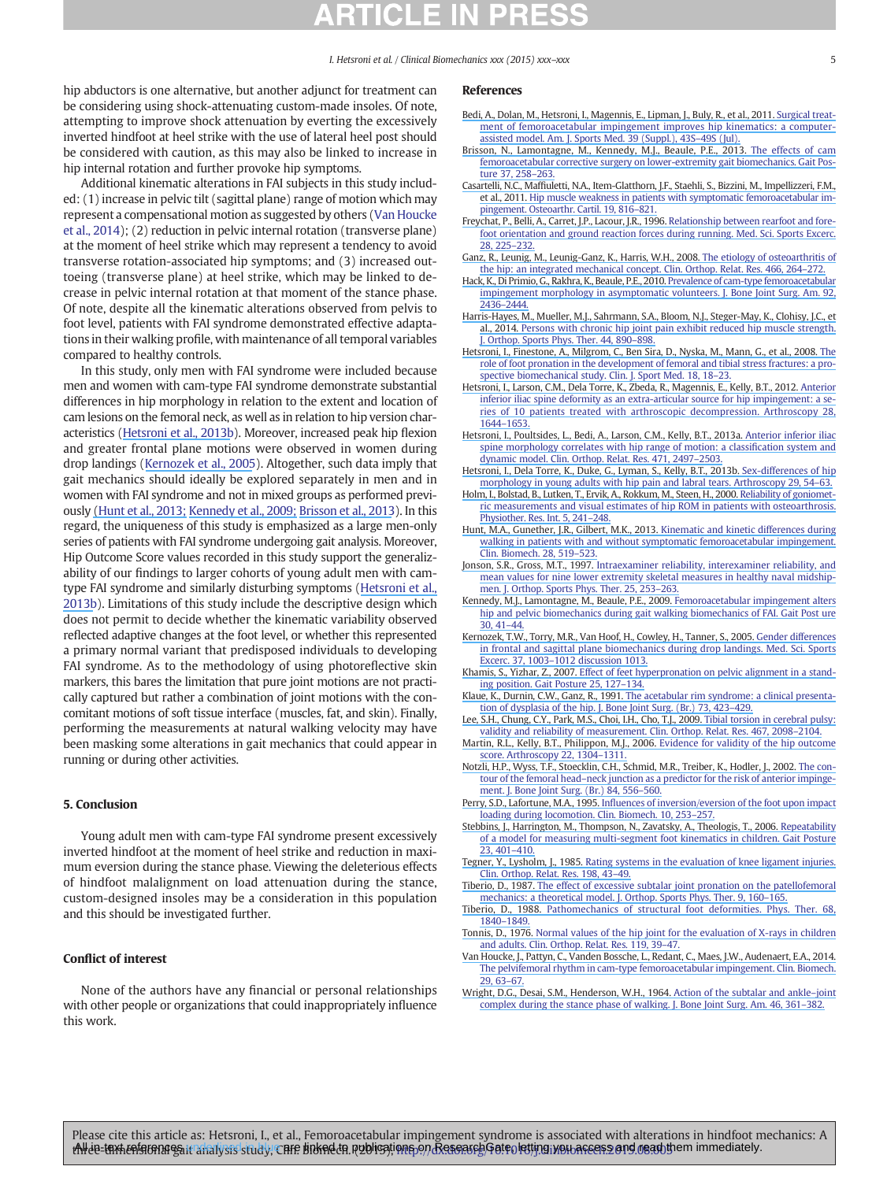hip abductors is one alternative, but another adjunct for treatment can be considering using shock-attenuating custom-made insoles. Of note, attempting to improve shock attenuation by everting the excessively inverted hindfoot at heel strike with the use of lateral heel post should be considered with caution, as this may also be linked to increase in hip internal rotation and further provoke hip symptoms.

Additional kinematic alterations in FAI subjects in this study included: (1) increase in pelvic tilt (sagittal plane) range of motion which may represent a compensational motion as suggested by others (Van Houcke et al., 2014); (2) reduction in pelvic internal rotation (transverse plane) at the moment of heel strike which may represent a tendency to avoid transverse rotation-associated hip symptoms; and (3) increased out-toeing (transverse plane) at heel strike, which may be linked to decrease in pelvic internal rotation at that moment of the stance phase. Of note, despite all the kinematic alterations observed from pelvis to foot level, patients with FAI syndrome demonstrated effective adaptations in their walking profile, with maintenance of all temporal variables compared to healthy controls.

In this study, only men with FAI syndrome were included because men and women with cam-type FAI syndrome demonstrate substantial differences in hip morphology in relation to the extent and location of cam lesions on the femoral neck, as well as in relation to hip version characteristics (Hetsroni et al., 2013b). Moreover, increased peak hip flexion and greater frontal plane motions were observed in women during drop landings (Kernozek et al., 2005). Altogether, such data imply that gait mechanics should ideally be explored separately in men and in women with FAI syndrome and not in mixed groups as performed previously (Hunt et al., 2013; Kennedy et al., 2009; Brisson et al., 2013). In this regard, the uniqueness of this study is emphasized as a large men-only series of patients with FAI syndrome undergoing gait analysis. Moreover, Hip Outcome Score values recorded in this study support the generalizability of our findings to larger cohorts of young adult men with cam-type FAI syndrome and similarly disturbing symptoms (Hetsroni et al., 2013b). Limitations of this study include the descriptive design which does not permit to decide whether the kinematic variability observed reflected adaptive changes at the foot level, or whether this represented a primary normal variant that predisposed individuals to developing FAI syndrome. As to the methodology of using photoreflective skin markers, this bares the limitation that pure joint motions are not practically captured but rather a combination of joint motions with the concomitant motions of soft tissue interface (muscles, fat, and skin). Finally, performing the measurements at natural walking velocity may have been masking some alterations in gait mechanics that could appear in running or during other activities.

## 5. Conclusion

Young adult men with cam-type FAI syndrome present excessively inverted hindfoot at the moment of heel strike and reduction in maximum eversion during the stance phase. Viewing the deleterious effects of hindfoot malalignment on load attenuation during the stance, custom-designed insoles may be a consideration in this population and this should be investigated further.

## Conflict of interest

None of the authors have any financial or personal relationships with other people or organizations that could inappropriately influence this work.

## References

Bedi, A., Dolan, M., Hetsroni, I., Magennis, E., Lipman, J., Buly, R., et al., 2011. Surgical treatment of femoroacetabular impingement improves hip kinematics: a computer-assisted model. Am. J. Sports Med. 39 (Suppl.), 43S–49S (Jul).

Brisson, N., Lamontagne, M., Kennedy, M.J., Beaule, P.E., 2013. The effects of cam femoroacetabular corrective surgery on lower-extremity gait biomechanics. Gait Posture 37, 258–263.

Casartelli, N.C., Maffiuletti, N.A., Item-Glatthorn, J.F., Staehli, S., Bizzini, M., Impellizzeri, F.M., et al., 2011. Hip muscle weakness in patients with symptomatic femoroacetabular impingement. Osteoarthr. Cartil. 19, 816–821.

Freychat, P., Belli, A., Carret, J.P., Lacour, J.R., 1996. Relationship between rearfoot and forefoot orientation and ground reaction forces during running. Med. Sci. Sports Excerc. 28, 225–232.

Ganz, R., Leunig, M., Leunig-Ganz, K., Harris, W.H., 2008. The etiology of osteoarthritis of the hip: an integrated mechanical concept. Clin. Orthop. Relat. Res. 466, 264–272.

Hack, K., Di Primio, G., Rakhra, K., Beaule, P.E., 2010. Prevalence of cam-type femoroacetabular impingement morphology in asymptomatic volunteers. J. Bone Joint Surg. Am. 92, 2436–2444.

Harris-Hayes, M., Mueller, M.J., Sahrmann, S.A., Bloom, N.J., Steger-May, K., Clohisy, J.C., et al., 2014. Persons with chronic hip joint pain exhibit reduced hip muscle strength. J. Orthop. Sports Phys. Ther. 44, 890–898.

Hetsroni, I., Finestone, A., Milgrom, C., Ben Sira, D., Nyska, M., Mann, G., et al., 2008. The role of foot pronation in the development of femoral and tibial stress fractures: a prospective biomechanical study. Clin. J. Sport Med. 18, 18–23.

Hetsroni, I., Larson, C.M., Dela Torre, K., Zbeda, R., Magennis, E., Kelly, B.T., 2012. Anterior inferior iliac spine deformity as an extra-articular source for hip impingement: a series of 10 patients treated with arthroscopic decompression. Arthroscopy 28, 1644–1653.

Hetsroni, I., Poultsides, L., Bedi, A., Larson, C.M., Kelly, B.T., 2013a. Anterior inferior iliac spine morphology correlates with hip range of motion: a classification system and dynamic model. Clin. Orthop. Relat. Res. 471, 2497–2503.

Hetsroni, I., Dela Torre, K., Duke, G., Lyman, S., Kelly, B.T., 2013b. Sex-differences of hip morphology in young adults with hip pain and labral tears. Arthroscopy 29, 54–63.

Holm, I., Bolstad, B., Lutken, T., Ervik, A., Rokkum, M., Steen, H., 2000. Reliability of goniometric measurements and visual estimates of hip ROM in patients with osteoarthrosis. Physiother. Res. Int. 5, 241–248.

Hunt, M.A., Gunether, J.R., Gilbert, M.K., 2013. Kinematic and kinetic differences during walking in patients with and without symptomatic femoroacetabular impingement. Clin. Biomech. 28, 519–523.

Jonson, S.R., Gross, M.T., 1997. Intraexaminer reliability, interexaminer reliability, and mean values for nine lower extremity skeletal measures in healthy naval midshipmen. J. Orthop. Sports Phys. Ther. 25, 253–263.

Kennedy, M.J., Lamontagne, M., Beaule, P.E., 2009. Femoroacetabular impingement alters hip and pelvic biomechanics during gait walking biomechanics of FAI. Gait Post ure 30, 41–44.

Kernozek, T.W., Torry, M.R., Van Hoof, H., Cowley, H., Tanner, S., 2005. Gender differences in frontal and sagittal plane biomechanics during drop landings. Med. Sci. Sports Excerc. 37, 1003–1012 discussion 1013.

Khamis, S., Yizhar, Z., 2007. Effect of feet hyperpronation on pelvic alignment in a standing position. Gait Posture 25, 127–134.

Klaue, K., Durnin, C.W., Ganz, R., 1991. The acetabular rim syndrome: a clinical presentation of dysplasia of the hip. J. Bone Joint Surg. (Br.) 73, 423–429.

Lee, S.H., Chung, C.Y., Park, M.S., Choi, I.H., Cho, T.J., 2009. Tibial torsion in cerebral palsy: validity and reliability of measurement. Clin. Orthop. Relat. Res. 467, 2098–2104.

Martin, R.L., Kelly, B.T., Philippon, M.J., 2006. Evidence for validity of the hip outcome score. Arthroscopy 22, 1304–1311.

Notzli, H.P., Wyss, T.F., Stoecklin, C.H., Schmid, M.R., Treiber, K., Hodler, J., 2002. The contour of the femoral head–neck junction as a predictor for the risk of anterior impingement. J. Bone Joint Surg. (Br.) 84, 556–560.

Perry, S.D., Lafortune, M.A., 1995. Influences of inversion/eversion of the foot upon impact loading during locomotion. Clin. Biomech. 10, 253–257.

Stebbins, J., Harrington, M., Thompson, N., Zavatsky, A., Theologis, T., 2006. Repeatability of a model for measuring multi-segment foot kinematics in children. Gait Posture 23, 401–410.

Tegner, Y., Lysholm, J., 1985. Rating systems in the evaluation of knee ligament injuries. Clin. Orthop. Relat. Res. 198, 43–49.

Tiberio, D., 1987. The effect of excessive subtalar joint pronation on the patellofemoral mechanics: a theoretical model. J. Orthop. Sports Phys. Ther. 9, 160–165.

Tiberio, D., 1988. Pathomechanics of structural foot deformities. Phys. Ther. 68, 1840–1849.

Tonnis, D., 1976. Normal values of the hip joint for the evaluation of X-rays in children and adults. Clin. Orthop. Relat. Res. 119, 39–47.

Van Houcke, J., Pattyn, C., Vanden Bossche, L., Redant, C., Maes, J.W., Audenaert, E.A., 2014. The pelvifemoral rhythm in cam-type femoroacetabular impingement. Clin. Biomech. 29, 63–67.

Wright, D.G., Desai, S.M., Henderson, W.H., 1964. Action of the subtalar and ankle–joint complex during the stance phase of walking. J. Bone Joint Surg. Am. 46, 361–382.